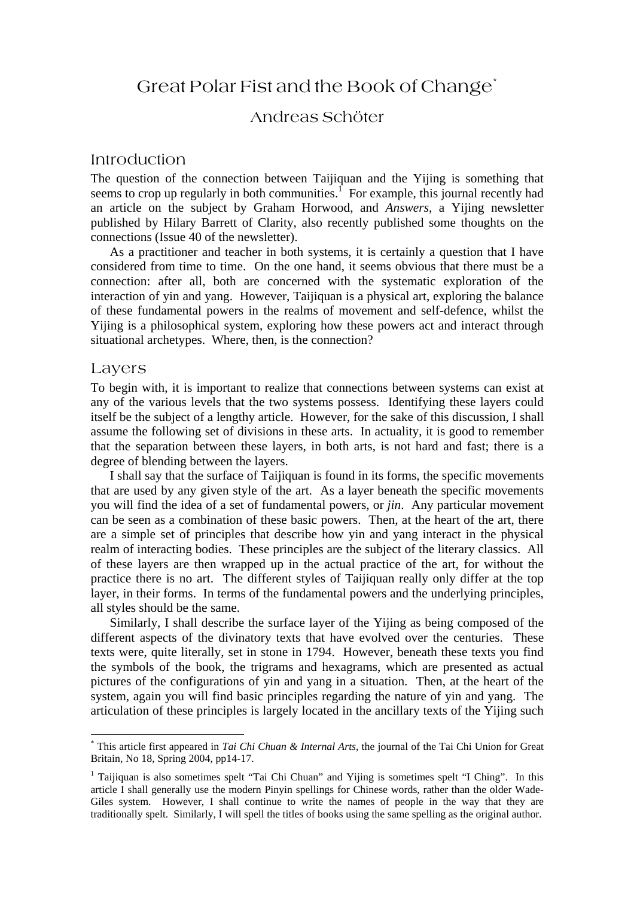# Great Polar Fist and the Book of Change[*]

## Andreas Schöter

## Introduction

The question of the connection between Taijiquan and the Yijing is something that seems to crop up regularly in both communities.[1] For example, this journal recently had an article on the subject by Graham Horwood, and *Answers*, a Yijing newsletter published by Hilary Barrett of Clarity, also recently published some thoughts on the connections (Issue 40 of the newsletter).

As a practitioner and teacher in both systems, it is certainly a question that I have considered from time to time. On the one hand, it seems obvious that there must be a connection: after all, both are concerned with the systematic exploration of the interaction of yin and yang. However, Taijiquan is a physical art, exploring the balance of these fundamental powers in the realms of movement and self-defence, whilst the Yijing is a philosophical system, exploring how these powers act and interact through situational archetypes. Where, then, is the connection?

## Layers

To begin with, it is important to realize that connections between systems can exist at any of the various levels that the two systems possess. Identifying these layers could itself be the subject of a lengthy article. However, for the sake of this discussion, I shall assume the following set of divisions in these arts. In actuality, it is good to remember that the separation between these layers, in both arts, is not hard and fast; there is a degree of blending between the layers.

I shall say that the surface of Taijiquan is found in its forms, the specific movements that are used by any given style of the art. As a layer beneath the specific movements you will find the idea of a set of fundamental powers, or *jin*. Any particular movement can be seen as a combination of these basic powers. Then, at the heart of the art, there are a simple set of principles that describe how yin and yang interact in the physical realm of interacting bodies. These principles are the subject of the literary classics. All of these layers are then wrapped up in the actual practice of the art, for without the practice there is no art. The different styles of Taijiquan really only differ at the top layer, in their forms. In terms of the fundamental powers and the underlying principles, all styles should be the same.

Similarly, I shall describe the surface layer of the Yijing as being composed of the different aspects of the divinatory texts that have evolved over the centuries. These texts were, quite literally, set in stone in 1794. However, beneath these texts you find the symbols of the book, the trigrams and hexagrams, which are presented as actual pictures of the configurations of yin and yang in a situation. Then, at the heart of the system, again you will find basic principles regarding the nature of yin and yang. The articulation of these principles is largely located in the ancillary texts of the Yijing such

---

[*] This article first appeared in *Tai Chi Chuan & Internal Arts*, the journal of the Tai Chi Union for Great Britain, No 18, Spring 2004, pp14-17.

[1] Taijiquan is also sometimes spelt "Tai Chi Chuan" and Yijing is sometimes spelt "I Ching". In this article I shall generally use the modern Pinyin spellings for Chinese words, rather than the older Wade-Giles system. However, I shall continue to write the names of people in the way that they are traditionally spelt. Similarly, I will spell the titles of books using the same spelling as the original author.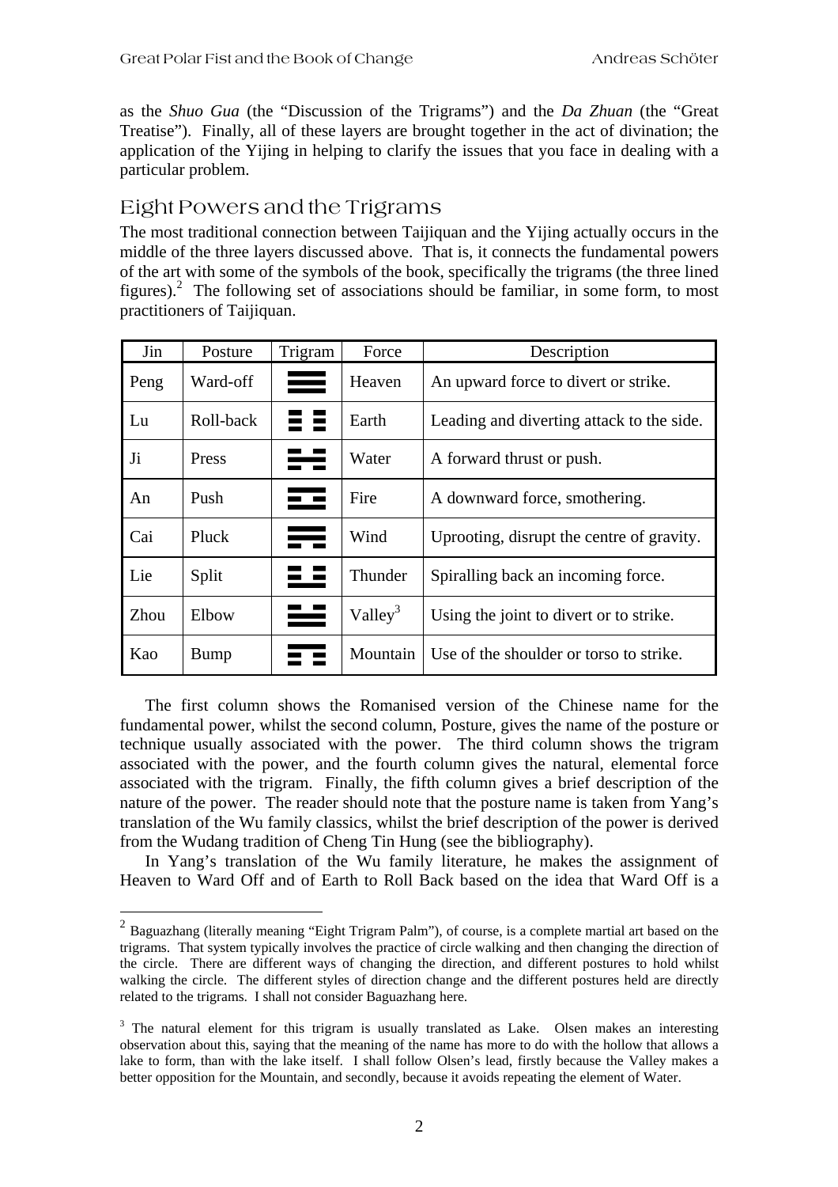as the *Shuo Gua* (the “Discussion of the Trigrams”) and the *Da Zhuan* (the “Great Treatise”). Finally, all of these layers are brought together in the act of divination; the application of the Yijing in helping to clarify the issues that you face in dealing with a particular problem.

## Eight Powers and the Trigrams

The most traditional connection between Taijiquan and the Yijing actually occurs in the middle of the three layers discussed above. That is, it connects the fundamental powers of the art with some of the symbols of the book, specifically the trigrams (the three lined figures).[2] The following set of associations should be familiar, in some form, to most practitioners of Taijiquan.

| Jin | Posture | Trigram | Force | Description |
|---|---|---|---|---|
| Peng | Ward-off | ☰ | Heaven | An upward force to divert or strike. |
| Lu | Roll-back | ☷ | Earth | Leading and diverting attack to the side. |
| Ji | Press | ☵ | Water | A forward thrust or push. |
| An | Push | ☲ | Fire | A downward force, smothering. |
| Cai | Pluck | ☴ | Wind | Uprooting, disrupt the centre of gravity. |
| Lie | Split | ☳ | Thunder | Spiralling back an incoming force. |
| Zhou | Elbow | ☱ | Valley[3] | Using the joint to divert or to strike. |
| Kao | Bump | ☶ | Mountain | Use of the shoulder or torso to strike. |

The first column shows the Romanised version of the Chinese name for the fundamental power, whilst the second column, Posture, gives the name of the posture or technique usually associated with the power. The third column shows the trigram associated with the power, and the fourth column gives the natural, elemental force associated with the trigram. Finally, the fifth column gives a brief description of the nature of the power. The reader should note that the posture name is taken from Yang’s translation of the Wu family classics, whilst the brief description of the power is derived from the Wudang tradition of Cheng Tin Hung (see the bibliography).

In Yang’s translation of the Wu family literature, he makes the assignment of Heaven to Ward Off and of Earth to Roll Back based on the idea that Ward Off is a

---

[2] Baguazhang (literally meaning “Eight Trigram Palm”), of course, is a complete martial art based on the trigrams. That system typically involves the practice of circle walking and then changing the direction of the circle. There are different ways of changing the direction, and different postures to hold whilst walking the circle. The different styles of direction change and the different postures held are directly related to the trigrams. I shall not consider Baguazhang here.

[3] The natural element for this trigram is usually translated as Lake. Olsen makes an interesting observation about this, saying that the meaning of the name has more to do with the hollow that allows a lake to form, than with the lake itself. I shall follow Olsen’s lead, firstly because the Valley makes a better opposition for the Mountain, and secondly, because it avoids repeating the element of Water.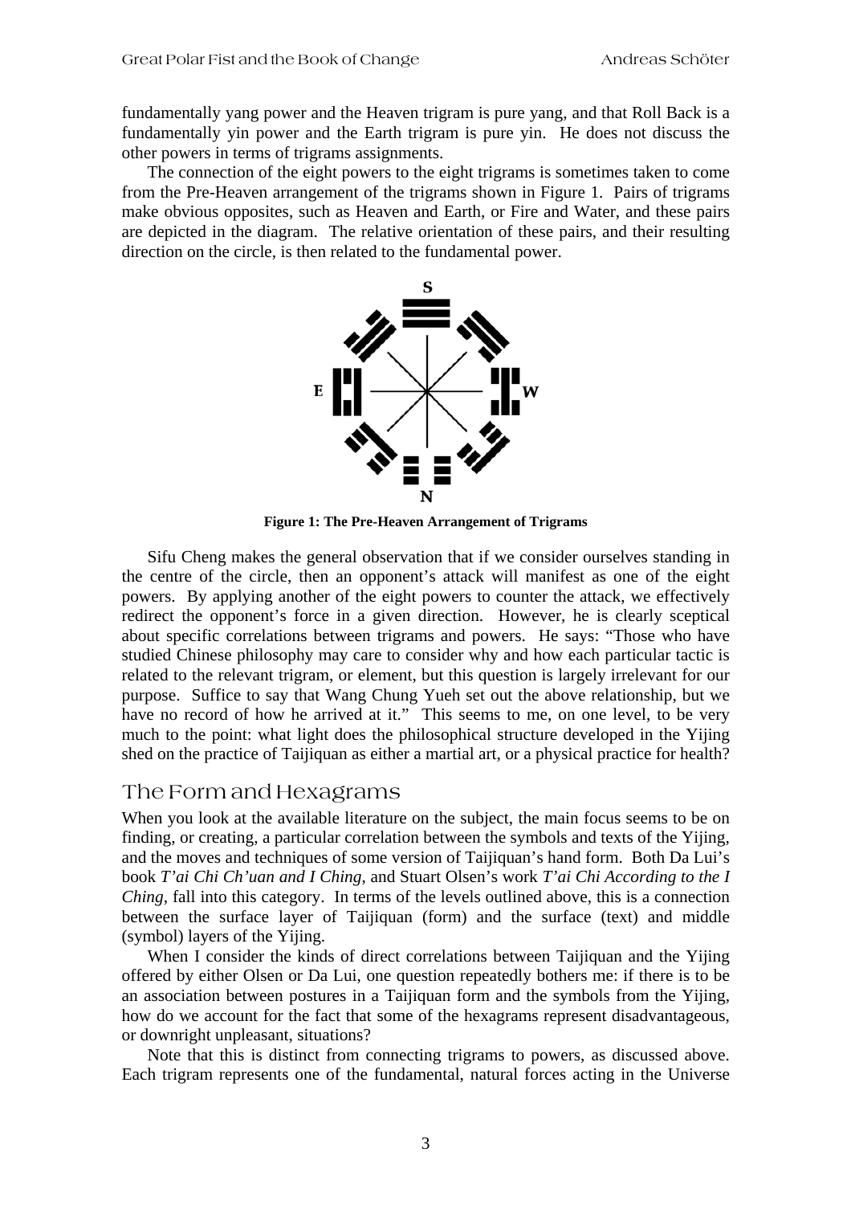fundamentally yang power and the Heaven trigram is pure yang, and that Roll Back is a fundamentally yin power and the Earth trigram is pure yin. He does not discuss the other powers in terms of trigrams assignments.

The connection of the eight powers to the eight trigrams is sometimes taken to come from the Pre-Heaven arrangement of the trigrams shown in Figure 1. Pairs of trigrams make obvious opposites, such as Heaven and Earth, or Fire and Water, and these pairs are depicted in the diagram. The relative orientation of these pairs, and their resulting direction on the circle, is then related to the fundamental power.

**Figure 1: The Pre-Heaven Arrangement of Trigrams**

Sifu Cheng makes the general observation that if we consider ourselves standing in the centre of the circle, then an opponent's attack will manifest as one of the eight powers. By applying another of the eight powers to counter the attack, we effectively redirect the opponent's force in a given direction. However, he is clearly sceptical about specific correlations between trigrams and powers. He says: "Those who have studied Chinese philosophy may care to consider why and how each particular tactic is related to the relevant trigram, or element, but this question is largely irrelevant for our purpose. Suffice to say that Wang Chung Yueh set out the above relationship, but we have no record of how he arrived at it." This seems to me, on one level, to be very much to the point: what light does the philosophical structure developed in the Yijing shed on the practice of Taijiquan as either a martial art, or a physical practice for health?

## The Form and Hexagrams

When you look at the available literature on the subject, the main focus seems to be on finding, or creating, a particular correlation between the symbols and texts of the Yijing, and the moves and techniques of some version of Taijiquan's hand form. Both Da Lui's book *T'ai Chi Ch'uan and I Ching*, and Stuart Olsen's work *T'ai Chi According to the I Ching*, fall into this category. In terms of the levels outlined above, this is a connection between the surface layer of Taijiquan (form) and the surface (text) and middle (symbol) layers of the Yijing.

When I consider the kinds of direct correlations between Taijiquan and the Yijing offered by either Olsen or Da Lui, one question repeatedly bothers me: if there is to be an association between postures in a Taijiquan form and the symbols from the Yijing, how do we account for the fact that some of the hexagrams represent disadvantageous, or downright unpleasant, situations?

Note that this is distinct from connecting trigrams to powers, as discussed above. Each trigram represents one of the fundamental, natural forces acting in the Universe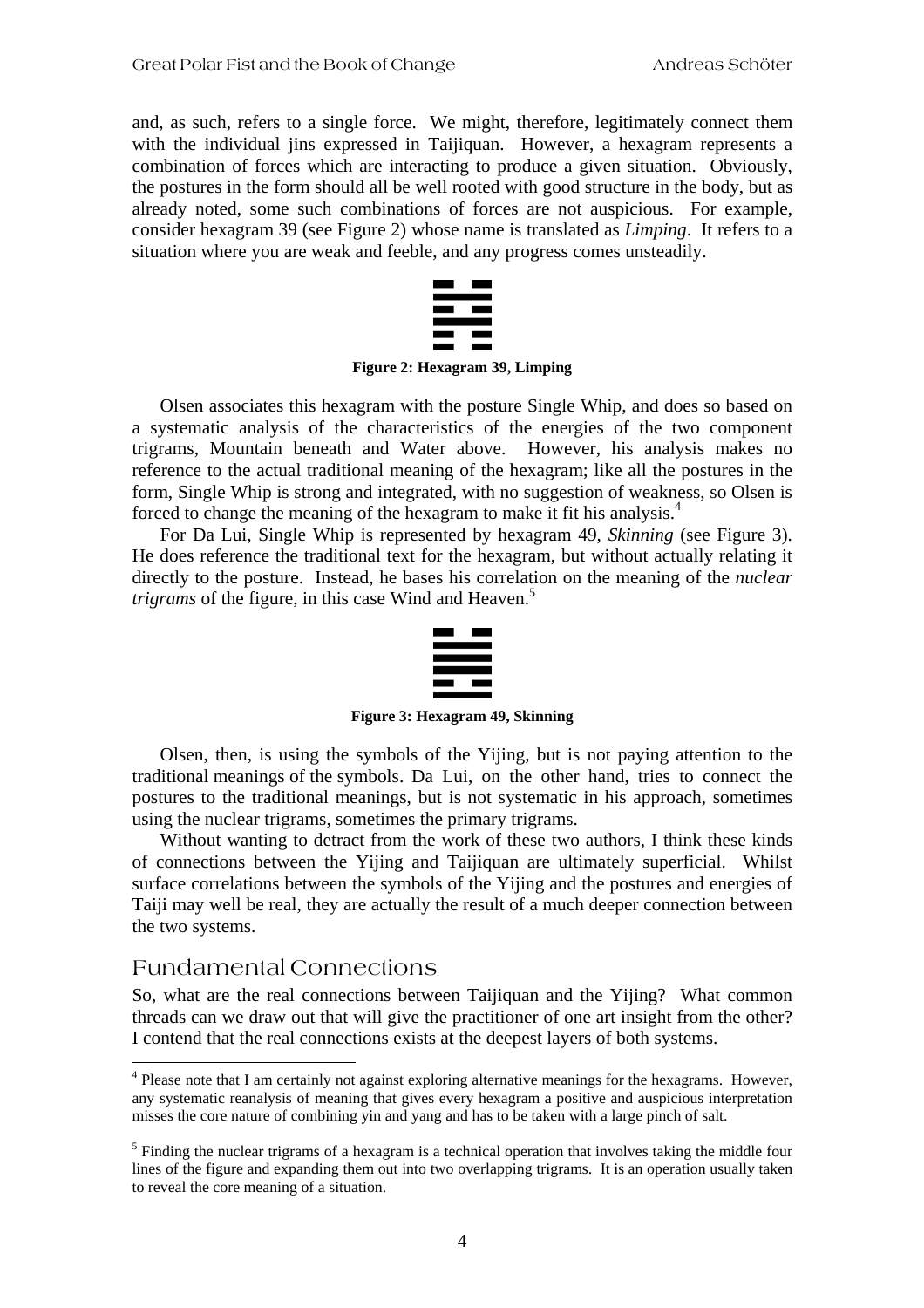and, as such, refers to a single force. We might, therefore, legitimately connect them with the individual jins expressed in Taijiquan. However, a hexagram represents a combination of forces which are interacting to produce a given situation. Obviously, the postures in the form should all be well rooted with good structure in the body, but as already noted, some such combinations of forces are not auspicious. For example, consider hexagram 39 (see Figure 2) whose name is translated as *Limping*. It refers to a situation where you are weak and feeble, and any progress comes unsteadily.

**Figure 2: Hexagram 39, Limping**

Olsen associates this hexagram with the posture Single Whip, and does so based on a systematic analysis of the characteristics of the energies of the two component trigrams, Mountain beneath and Water above. However, his analysis makes no reference to the actual traditional meaning of the hexagram; like all the postures in the form, Single Whip is strong and integrated, with no suggestion of weakness, so Olsen is forced to change the meaning of the hexagram to make it fit his analysis.[4]

For Da Lui, Single Whip is represented by hexagram 49, *Skinning* (see Figure 3). He does reference the traditional text for the hexagram, but without actually relating it directly to the posture. Instead, he bases his correlation on the meaning of the *nuclear trigrams* of the figure, in this case Wind and Heaven.[5]

**Figure 3: Hexagram 49, Skinning**

Olsen, then, is using the symbols of the Yijing, but is not paying attention to the traditional meanings of the symbols. Da Lui, on the other hand, tries to connect the postures to the traditional meanings, but is not systematic in his approach, sometimes using the nuclear trigrams, sometimes the primary trigrams.

Without wanting to detract from the work of these two authors, I think these kinds of connections between the Yijing and Taijiquan are ultimately superficial. Whilst surface correlations between the symbols of the Yijing and the postures and energies of Taiji may well be real, they are actually the result of a much deeper connection between the two systems.

## Fundamental Connections

So, what are the real connections between Taijiquan and the Yijing? What common threads can we draw out that will give the practitioner of one art insight from the other? I contend that the real connections exists at the deepest layers of both systems.

---

[4] Please note that I am certainly not against exploring alternative meanings for the hexagrams. However, any systematic reanalysis of meaning that gives every hexagram a positive and auspicious interpretation misses the core nature of combining yin and yang and has to be taken with a large pinch of salt.

[5] Finding the nuclear trigrams of a hexagram is a technical operation that involves taking the middle four lines of the figure and expanding them out into two overlapping trigrams. It is an operation usually taken to reveal the core meaning of a situation.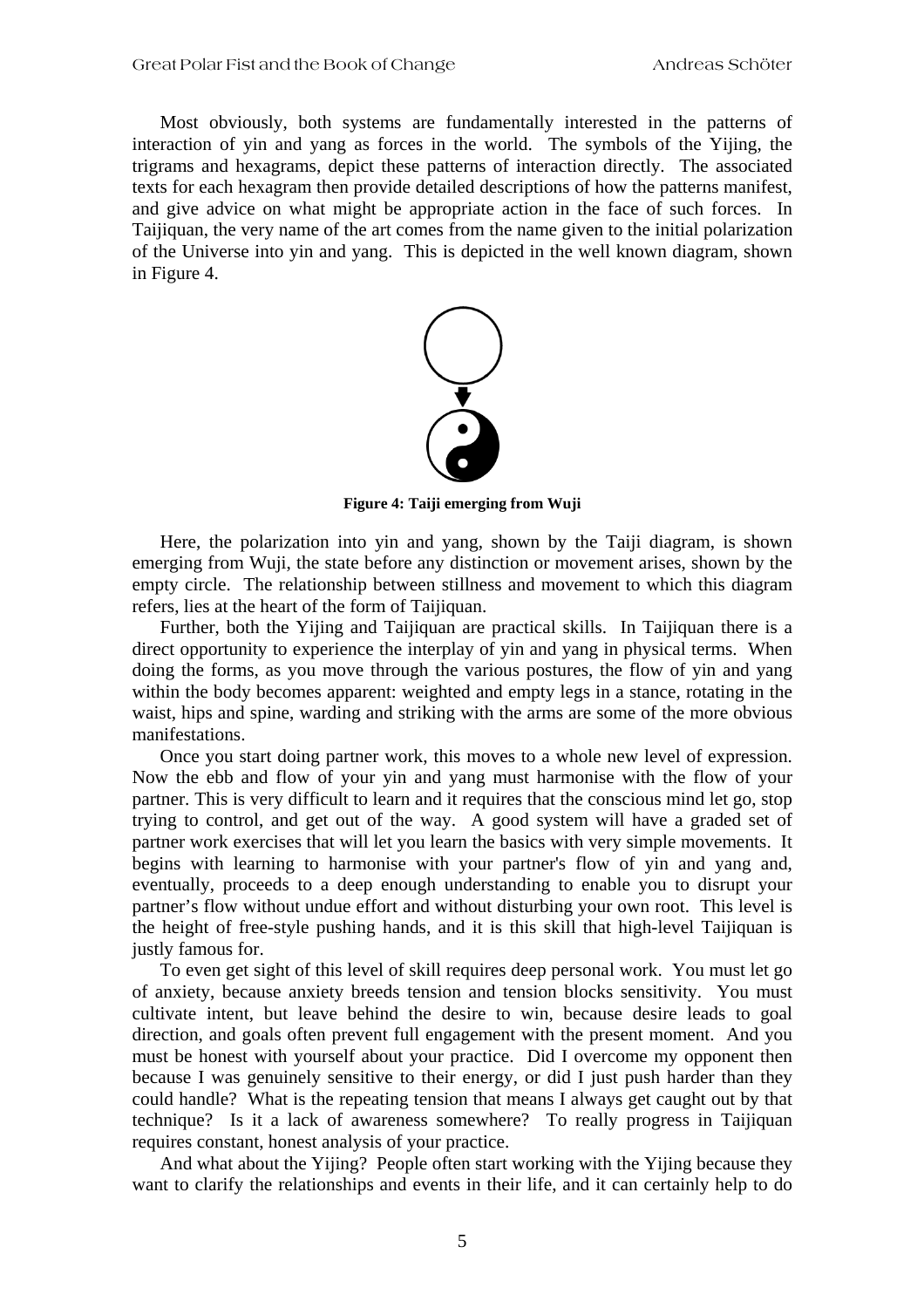Most obviously, both systems are fundamentally interested in the patterns of interaction of yin and yang as forces in the world. The symbols of the Yijing, the trigrams and hexagrams, depict these patterns of interaction directly. The associated texts for each hexagram then provide detailed descriptions of how the patterns manifest, and give advice on what might be appropriate action in the face of such forces. In Taijiquan, the very name of the art comes from the name given to the initial polarization of the Universe into yin and yang. This is depicted in the well known diagram, shown in Figure 4.

**Figure 4: Taiji emerging from Wuji**

Here, the polarization into yin and yang, shown by the Taiji diagram, is shown emerging from Wuji, the state before any distinction or movement arises, shown by the empty circle. The relationship between stillness and movement to which this diagram refers, lies at the heart of the form of Taijiquan.

Further, both the Yijing and Taijiquan are practical skills. In Taijiquan there is a direct opportunity to experience the interplay of yin and yang in physical terms. When doing the forms, as you move through the various postures, the flow of yin and yang within the body becomes apparent: weighted and empty legs in a stance, rotating in the waist, hips and spine, warding and striking with the arms are some of the more obvious manifestations.

Once you start doing partner work, this moves to a whole new level of expression. Now the ebb and flow of your yin and yang must harmonise with the flow of your partner. This is very difficult to learn and it requires that the conscious mind let go, stop trying to control, and get out of the way. A good system will have a graded set of partner work exercises that will let you learn the basics with very simple movements. It begins with learning to harmonise with your partner's flow of yin and yang and, eventually, proceeds to a deep enough understanding to enable you to disrupt your partner's flow without undue effort and without disturbing your own root. This level is the height of free-style pushing hands, and it is this skill that high-level Taijiquan is justly famous for.

To even get sight of this level of skill requires deep personal work. You must let go of anxiety, because anxiety breeds tension and tension blocks sensitivity. You must cultivate intent, but leave behind the desire to win, because desire leads to goal direction, and goals often prevent full engagement with the present moment. And you must be honest with yourself about your practice. Did I overcome my opponent then because I was genuinely sensitive to their energy, or did I just push harder than they could handle? What is the repeating tension that means I always get caught out by that technique? Is it a lack of awareness somewhere? To really progress in Taijiquan requires constant, honest analysis of your practice.

And what about the Yijing? People often start working with the Yijing because they want to clarify the relationships and events in their life, and it can certainly help to do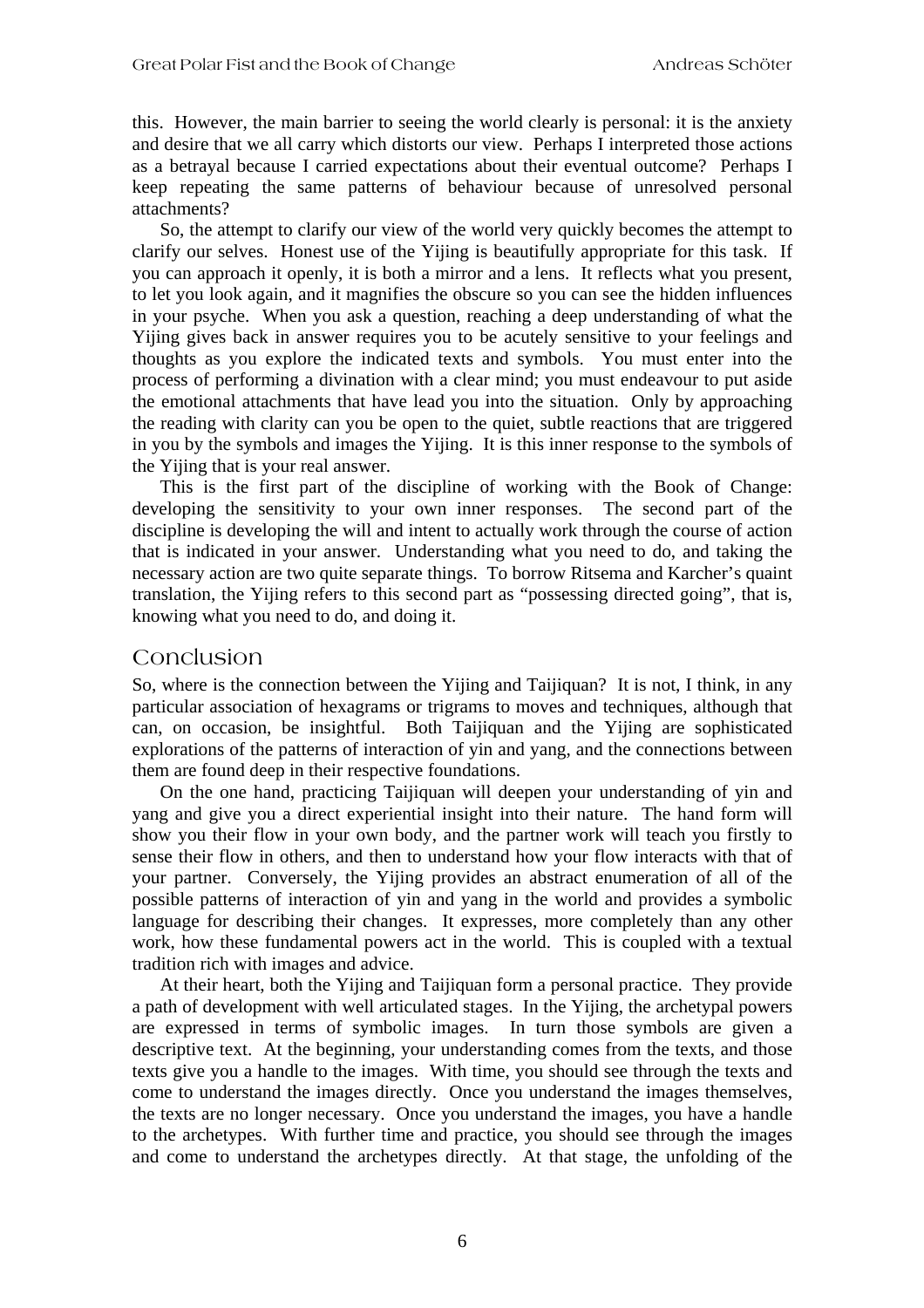this. However, the main barrier to seeing the world clearly is personal: it is the anxiety and desire that we all carry which distorts our view. Perhaps I interpreted those actions as a betrayal because I carried expectations about their eventual outcome? Perhaps I keep repeating the same patterns of behaviour because of unresolved personal attachments?

So, the attempt to clarify our view of the world very quickly becomes the attempt to clarify our selves. Honest use of the Yijing is beautifully appropriate for this task. If you can approach it openly, it is both a mirror and a lens. It reflects what you present, to let you look again, and it magnifies the obscure so you can see the hidden influences in your psyche. When you ask a question, reaching a deep understanding of what the Yijing gives back in answer requires you to be acutely sensitive to your feelings and thoughts as you explore the indicated texts and symbols. You must enter into the process of performing a divination with a clear mind; you must endeavour to put aside the emotional attachments that have lead you into the situation. Only by approaching the reading with clarity can you be open to the quiet, subtle reactions that are triggered in you by the symbols and images the Yijing. It is this inner response to the symbols of the Yijing that is your real answer.

This is the first part of the discipline of working with the Book of Change: developing the sensitivity to your own inner responses. The second part of the discipline is developing the will and intent to actually work through the course of action that is indicated in your answer. Understanding what you need to do, and taking the necessary action are two quite separate things. To borrow Ritsema and Karcher's quaint translation, the Yijing refers to this second part as "possessing directed going", that is, knowing what you need to do, and doing it.

## Conclusion

So, where is the connection between the Yijing and Taijiquan? It is not, I think, in any particular association of hexagrams or trigrams to moves and techniques, although that can, on occasion, be insightful. Both Taijiquan and the Yijing are sophisticated explorations of the patterns of interaction of yin and yang, and the connections between them are found deep in their respective foundations.

On the one hand, practicing Taijiquan will deepen your understanding of yin and yang and give you a direct experiential insight into their nature. The hand form will show you their flow in your own body, and the partner work will teach you firstly to sense their flow in others, and then to understand how your flow interacts with that of your partner. Conversely, the Yijing provides an abstract enumeration of all of the possible patterns of interaction of yin and yang in the world and provides a symbolic language for describing their changes. It expresses, more completely than any other work, how these fundamental powers act in the world. This is coupled with a textual tradition rich with images and advice.

At their heart, both the Yijing and Taijiquan form a personal practice. They provide a path of development with well articulated stages. In the Yijing, the archetypal powers are expressed in terms of symbolic images. In turn those symbols are given a descriptive text. At the beginning, your understanding comes from the texts, and those texts give you a handle to the images. With time, you should see through the texts and come to understand the images directly. Once you understand the images themselves, the texts are no longer necessary. Once you understand the images, you have a handle to the archetypes. With further time and practice, you should see through the images and come to understand the archetypes directly. At that stage, the unfolding of the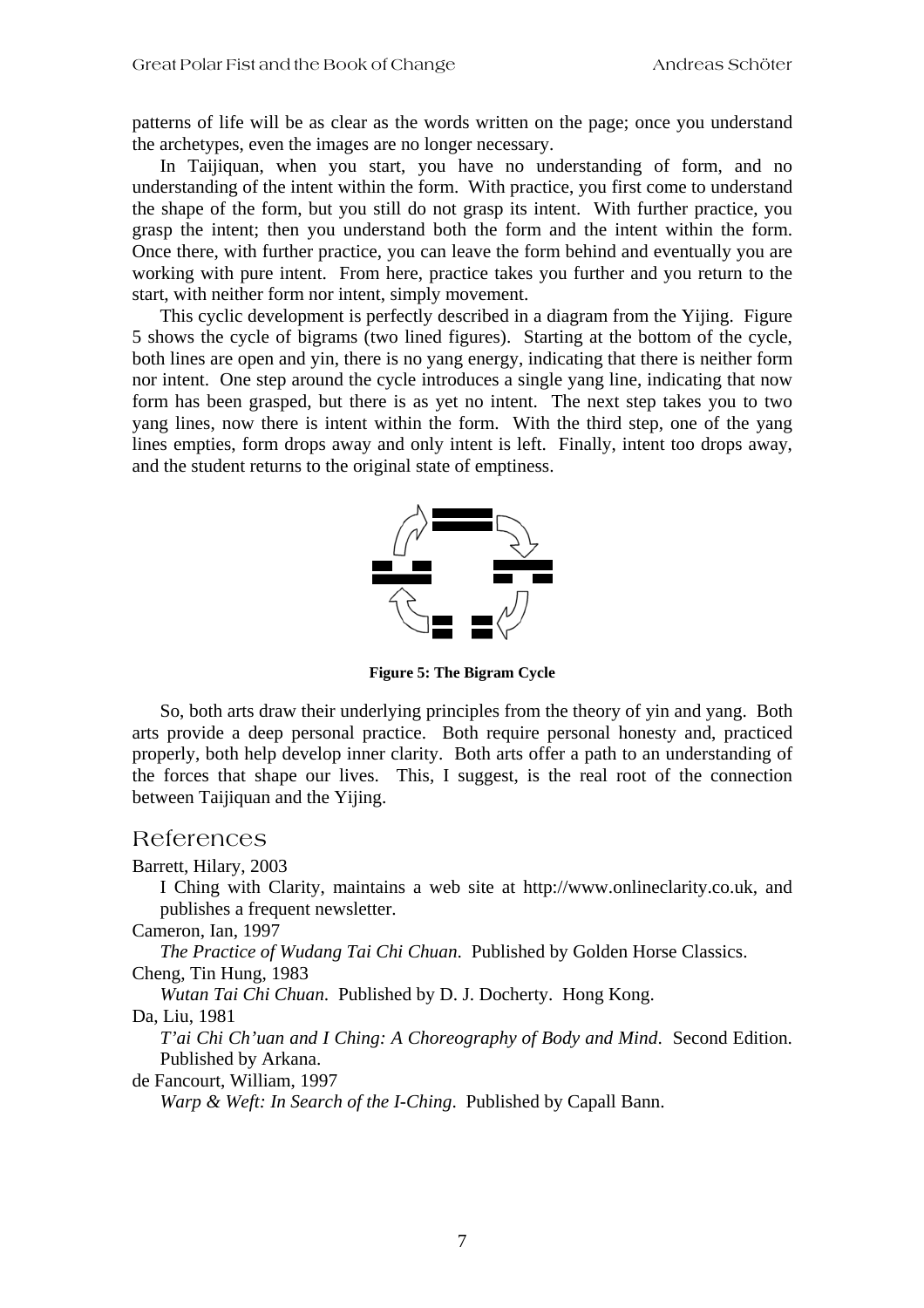patterns of life will be as clear as the words written on the page; once you understand the archetypes, even the images are no longer necessary.

In Taijiquan, when you start, you have no understanding of form, and no understanding of the intent within the form. With practice, you first come to understand the shape of the form, but you still do not grasp its intent. With further practice, you grasp the intent; then you understand both the form and the intent within the form. Once there, with further practice, you can leave the form behind and eventually you are working with pure intent. From here, practice takes you further and you return to the start, with neither form nor intent, simply movement.

This cyclic development is perfectly described in a diagram from the Yijing. Figure 5 shows the cycle of bigrams (two lined figures). Starting at the bottom of the cycle, both lines are open and yin, there is no yang energy, indicating that there is neither form nor intent. One step around the cycle introduces a single yang line, indicating that now form has been grasped, but there is as yet no intent. The next step takes you to two yang lines, now there is intent within the form. With the third step, one of the yang lines empties, form drops away and only intent is left. Finally, intent too drops away, and the student returns to the original state of emptiness.

**Figure 5: The Bigram Cycle**

So, both arts draw their underlying principles from the theory of yin and yang. Both arts provide a deep personal practice. Both require personal honesty and, practiced properly, both help develop inner clarity. Both arts offer a path to an understanding of the forces that shape our lives. This, I suggest, is the real root of the connection between Taijiquan and the Yijing.

## References

Barrett, Hilary, 2003
I Ching with Clarity, maintains a web site at http://www.onlineclarity.co.uk, and publishes a frequent newsletter.

Cameron, Ian, 1997
*The Practice of Wudang Tai Chi Chuan*. Published by Golden Horse Classics.

Cheng, Tin Hung, 1983
*Wutan Tai Chi Chuan*. Published by D. J. Docherty. Hong Kong.

Da, Liu, 1981
*T'ai Chi Ch'uan and I Ching: A Choreography of Body and Mind*. Second Edition. Published by Arkana.

de Fancourt, William, 1997
*Warp & Weft: In Search of the I-Ching*. Published by Capall Bann.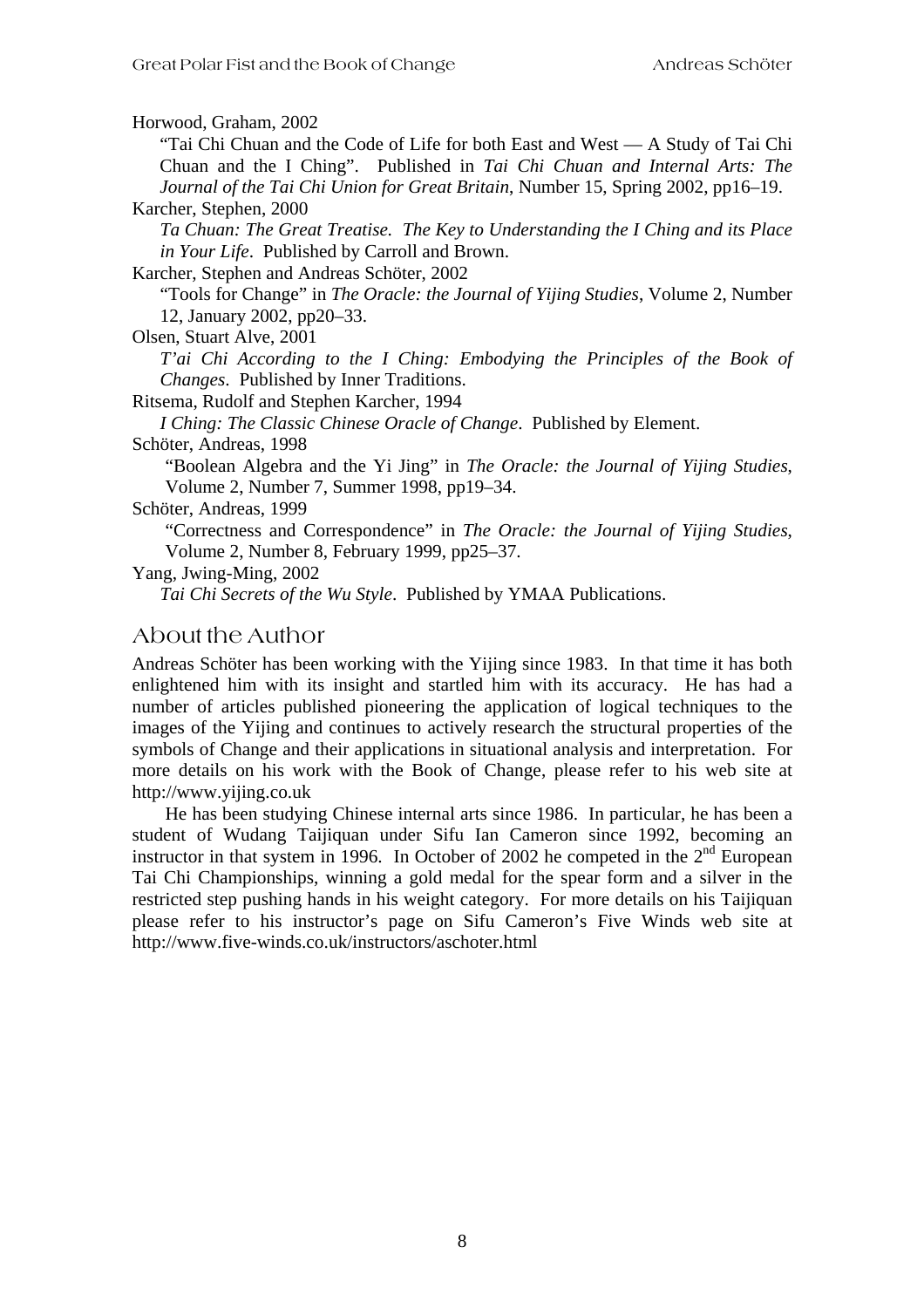Horwood, Graham, 2002

"Tai Chi Chuan and the Code of Life for both East and West — A Study of Tai Chi Chuan and the I Ching". Published in *Tai Chi Chuan and Internal Arts: The Journal of the Tai Chi Union for Great Britain*, Number 15, Spring 2002, pp16–19.

Karcher, Stephen, 2000

*Ta Chuan: The Great Treatise. The Key to Understanding the I Ching and its Place in Your Life*. Published by Carroll and Brown.

Karcher, Stephen and Andreas Schöter, 2002

"Tools for Change" in *The Oracle: the Journal of Yijing Studies*, Volume 2, Number 12, January 2002, pp20–33.

Olsen, Stuart Alve, 2001

*T'ai Chi According to the I Ching: Embodying the Principles of the Book of Changes*. Published by Inner Traditions.

Ritsema, Rudolf and Stephen Karcher, 1994

*I Ching: The Classic Chinese Oracle of Change*. Published by Element.

Schöter, Andreas, 1998

"Boolean Algebra and the Yi Jing" in *The Oracle: the Journal of Yijing Studies*, Volume 2, Number 7, Summer 1998, pp19–34.

Schöter, Andreas, 1999

"Correctness and Correspondence" in *The Oracle: the Journal of Yijing Studies*, Volume 2, Number 8, February 1999, pp25–37.

Yang, Jwing-Ming, 2002

*Tai Chi Secrets of the Wu Style*. Published by YMAA Publications.

## About the Author

Andreas Schöter has been working with the Yijing since 1983. In that time it has both enlightened him with its insight and startled him with its accuracy. He has had a number of articles published pioneering the application of logical techniques to the images of the Yijing and continues to actively research the structural properties of the symbols of Change and their applications in situational analysis and interpretation. For more details on his work with the Book of Change, please refer to his web site at http://www.yijing.co.uk

He has been studying Chinese internal arts since 1986. In particular, he has been a student of Wudang Taijiquan under Sifu Ian Cameron since 1992, becoming an instructor in that system in 1996. In October of 2002 he competed in the 2nd European Tai Chi Championships, winning a gold medal for the spear form and a silver in the restricted step pushing hands in his weight category. For more details on his Taijiquan please refer to his instructor's page on Sifu Cameron's Five Winds web site at http://www.five-winds.co.uk/instructors/aschoter.html